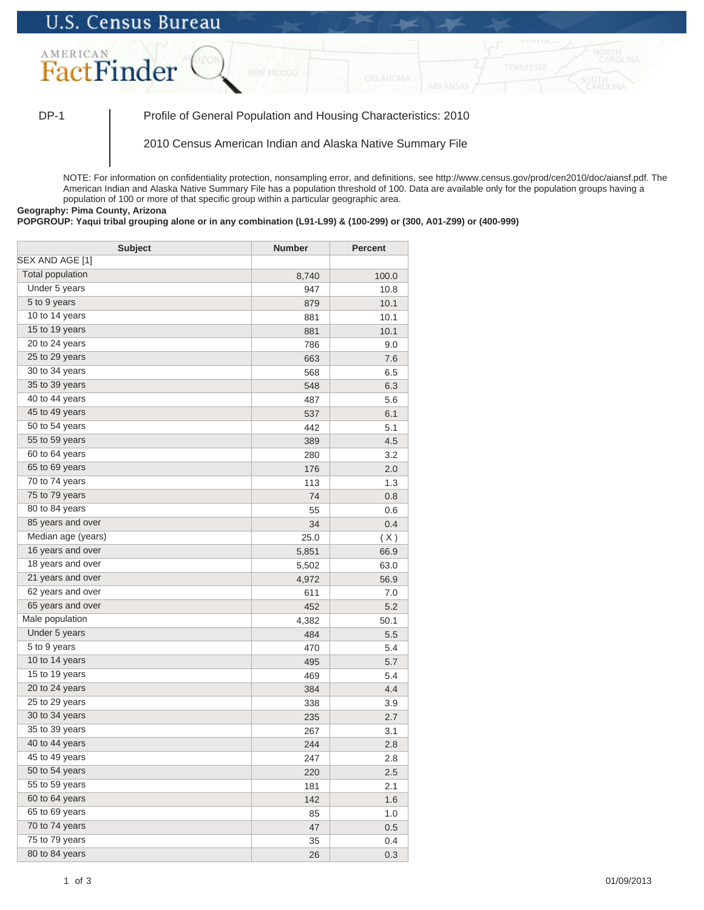U.S. Census Bureau

AMERICAN FactFinder

DP-1 | Profile of General Population and Housing Characteristics: 2010

2010 Census American Indian and Alaska Native Summary File

NOTE: For information on confidentiality protection, nonsampling error, and definitions, see http://www.census.gov/prod/cen2010/doc/aiansf.pdf. The American Indian and Alaska Native Summary File has a population threshold of 100. Data are available only for the population groups having a population of 100 or more of that specific group within a particular geographic area.

**Geography: Pima County, Arizona**

**POPGROUP: Yaqui tribal grouping alone or in any combination (L91-L99) & (100-299) or (300, A01-Z99) or (400-999)**

| Subject | Number | Percent |
|---|---|---|
| SEX AND AGE [1] | | |
| Total population | 8,740 | 100.0 |
| Under 5 years | 947 | 10.8 |
| 5 to 9 years | 879 | 10.1 |
| 10 to 14 years | 881 | 10.1 |
| 15 to 19 years | 881 | 10.1 |
| 20 to 24 years | 786 | 9.0 |
| 25 to 29 years | 663 | 7.6 |
| 30 to 34 years | 568 | 6.5 |
| 35 to 39 years | 548 | 6.3 |
| 40 to 44 years | 487 | 5.6 |
| 45 to 49 years | 537 | 6.1 |
| 50 to 54 years | 442 | 5.1 |
| 55 to 59 years | 389 | 4.5 |
| 60 to 64 years | 280 | 3.2 |
| 65 to 69 years | 176 | 2.0 |
| 70 to 74 years | 113 | 1.3 |
| 75 to 79 years | 74 | 0.8 |
| 80 to 84 years | 55 | 0.6 |
| 85 years and over | 34 | 0.4 |
| Median age (years) | 25.0 | ( X ) |
| 16 years and over | 5,851 | 66.9 |
| 18 years and over | 5,502 | 63.0 |
| 21 years and over | 4,972 | 56.9 |
| 62 years and over | 611 | 7.0 |
| 65 years and over | 452 | 5.2 |
| Male population | 4,382 | 50.1 |
| Under 5 years | 484 | 5.5 |
| 5 to 9 years | 470 | 5.4 |
| 10 to 14 years | 495 | 5.7 |
| 15 to 19 years | 469 | 5.4 |
| 20 to 24 years | 384 | 4.4 |
| 25 to 29 years | 338 | 3.9 |
| 30 to 34 years | 235 | 2.7 |
| 35 to 39 years | 267 | 3.1 |
| 40 to 44 years | 244 | 2.8 |
| 45 to 49 years | 247 | 2.8 |
| 50 to 54 years | 220 | 2.5 |
| 55 to 59 years | 181 | 2.1 |
| 60 to 64 years | 142 | 1.6 |
| 65 to 69 years | 85 | 1.0 |
| 70 to 74 years | 47 | 0.5 |
| 75 to 79 years | 35 | 0.4 |
| 80 to 84 years | 26 | 0.3 |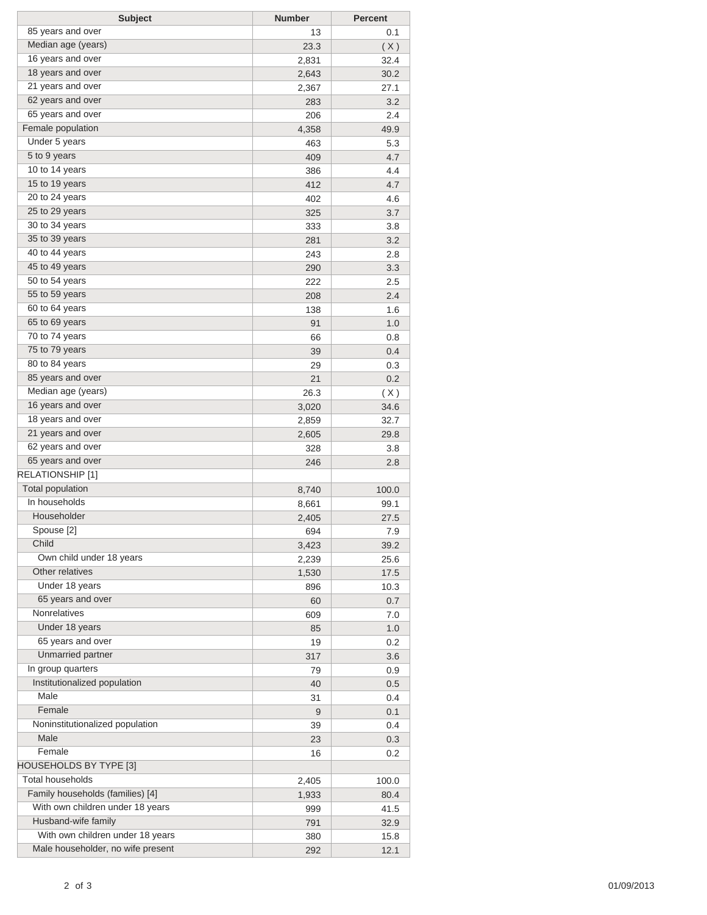| Subject | Number | Percent |
|---|---|---|
| 85 years and over | 13 | 0.1 |
| Median age (years) | 23.3 | ( X ) |
| 16 years and over | 2,831 | 32.4 |
| 18 years and over | 2,643 | 30.2 |
| 21 years and over | 2,367 | 27.1 |
| 62 years and over | 283 | 3.2 |
| 65 years and over | 206 | 2.4 |
| Female population | 4,358 | 49.9 |
| Under 5 years | 463 | 5.3 |
| 5 to 9 years | 409 | 4.7 |
| 10 to 14 years | 386 | 4.4 |
| 15 to 19 years | 412 | 4.7 |
| 20 to 24 years | 402 | 4.6 |
| 25 to 29 years | 325 | 3.7 |
| 30 to 34 years | 333 | 3.8 |
| 35 to 39 years | 281 | 3.2 |
| 40 to 44 years | 243 | 2.8 |
| 45 to 49 years | 290 | 3.3 |
| 50 to 54 years | 222 | 2.5 |
| 55 to 59 years | 208 | 2.4 |
| 60 to 64 years | 138 | 1.6 |
| 65 to 69 years | 91 | 1.0 |
| 70 to 74 years | 66 | 0.8 |
| 75 to 79 years | 39 | 0.4 |
| 80 to 84 years | 29 | 0.3 |
| 85 years and over | 21 | 0.2 |
| Median age (years) | 26.3 | ( X ) |
| 16 years and over | 3,020 | 34.6 |
| 18 years and over | 2,859 | 32.7 |
| 21 years and over | 2,605 | 29.8 |
| 62 years and over | 328 | 3.8 |
| 65 years and over | 246 | 2.8 |
| RELATIONSHIP [1] | | |
| Total population | 8,740 | 100.0 |
| In households | 8,661 | 99.1 |
| Householder | 2,405 | 27.5 |
| Spouse [2] | 694 | 7.9 |
| Child | 3,423 | 39.2 |
| Own child under 18 years | 2,239 | 25.6 |
| Other relatives | 1,530 | 17.5 |
| Under 18 years | 896 | 10.3 |
| 65 years and over | 60 | 0.7 |
| Nonrelatives | 609 | 7.0 |
| Under 18 years | 85 | 1.0 |
| 65 years and over | 19 | 0.2 |
| Unmarried partner | 317 | 3.6 |
| In group quarters | 79 | 0.9 |
| Institutionalized population | 40 | 0.5 |
| Male | 31 | 0.4 |
| Female | 9 | 0.1 |
| Noninstitutionalized population | 39 | 0.4 |
| Male | 23 | 0.3 |
| Female | 16 | 0.2 |
| HOUSEHOLDS BY TYPE [3] | | |
| Total households | 2,405 | 100.0 |
| Family households (families) [4] | 1,933 | 80.4 |
| With own children under 18 years | 999 | 41.5 |
| Husband-wife family | 791 | 32.9 |
| With own children under 18 years | 380 | 15.8 |
| Male householder, no wife present | 292 | 12.1 |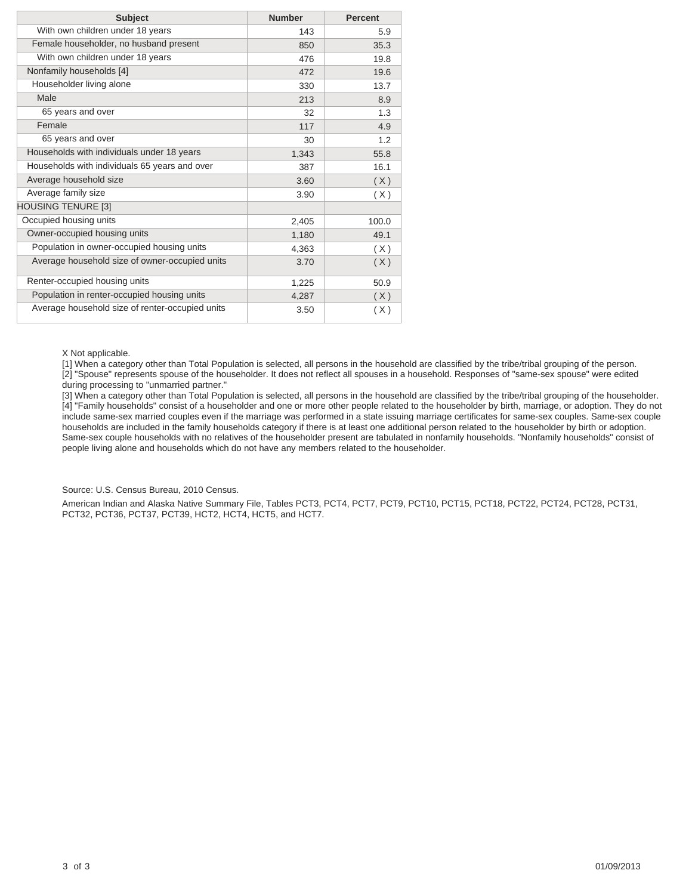| Subject | Number | Percent |
| --- | --- | --- |
| With own children under 18 years | 143 | 5.9 |
| Female householder, no husband present | 850 | 35.3 |
| With own children under 18 years | 476 | 19.8 |
| Nonfamily households [4] | 472 | 19.6 |
| Householder living alone | 330 | 13.7 |
| Male | 213 | 8.9 |
| 65 years and over | 32 | 1.3 |
| Female | 117 | 4.9 |
| 65 years and over | 30 | 1.2 |
| Households with individuals under 18 years | 1,343 | 55.8 |
| Households with individuals 65 years and over | 387 | 16.1 |
| Average household size | 3.60 | ( X ) |
| Average family size | 3.90 | ( X ) |
| HOUSING TENURE [3] | | |
| Occupied housing units | 2,405 | 100.0 |
| Owner-occupied housing units | 1,180 | 49.1 |
| Population in owner-occupied housing units | 4,363 | ( X ) |
| Average household size of owner-occupied units | 3.70 | ( X ) |
| Renter-occupied housing units | 1,225 | 50.9 |
| Population in renter-occupied housing units | 4,287 | ( X ) |
| Average household size of renter-occupied units | 3.50 | ( X ) |

X Not applicable.

[1] When a category other than Total Population is selected, all persons in the household are classified by the tribe/tribal grouping of the person.

[2] "Spouse" represents spouse of the householder. It does not reflect all spouses in a household. Responses of "same-sex spouse" were edited during processing to "unmarried partner."

[3] When a category other than Total Population is selected, all persons in the household are classified by the tribe/tribal grouping of the householder.

[4] "Family households" consist of a householder and one or more other people related to the householder by birth, marriage, or adoption. They do not include same-sex married couples even if the marriage was performed in a state issuing marriage certificates for same-sex couples. Same-sex couple households are included in the family households category if there is at least one additional person related to the householder by birth or adoption. Same-sex couple households with no relatives of the householder present are tabulated in nonfamily households. "Nonfamily households" consist of people living alone and households which do not have any members related to the householder.

Source: U.S. Census Bureau, 2010 Census.

American Indian and Alaska Native Summary File, Tables PCT3, PCT4, PCT7, PCT9, PCT10, PCT15, PCT18, PCT22, PCT24, PCT28, PCT31, PCT32, PCT36, PCT37, PCT39, HCT2, HCT4, HCT5, and HCT7.